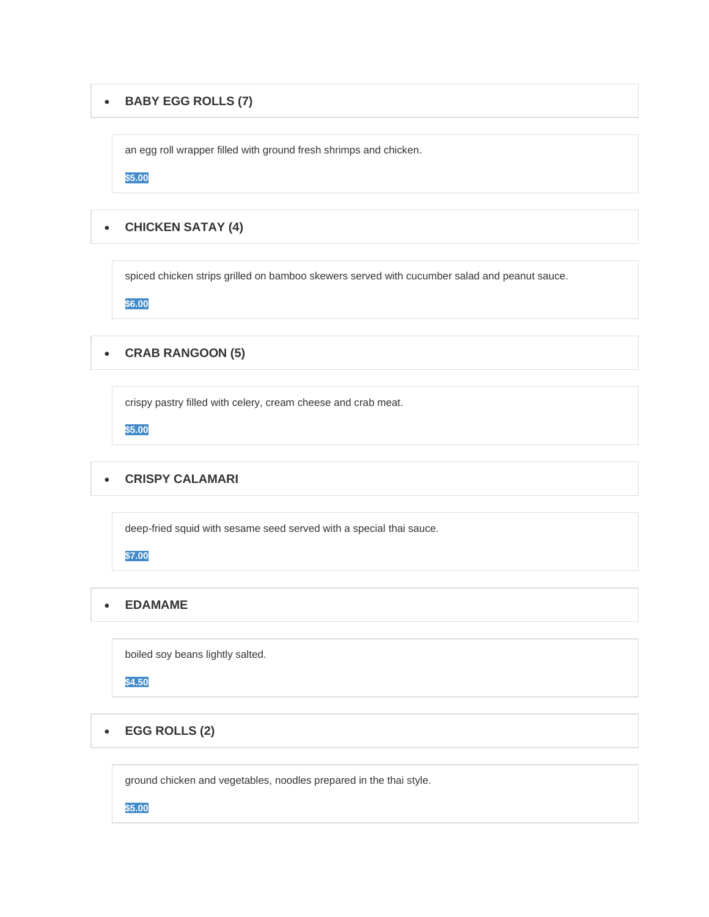- **BABY EGG ROLLS (7)**

an egg roll wrapper filled with ground fresh shrimps and chicken.

$5.00

- **CHICKEN SATAY (4)**

spiced chicken strips grilled on bamboo skewers served with cucumber salad and peanut sauce.

$6.00

- **CRAB RANGOON (5)**

crispy pastry filled with celery, cream cheese and crab meat.

$5.00

- **CRISPY CALAMARI**

deep-fried squid with sesame seed served with a special thai sauce.

$7.00

- **EDAMAME**

boiled soy beans lightly salted.

$4.50

- **EGG ROLLS (2)**

ground chicken and vegetables, noodles prepared in the thai style.

$5.00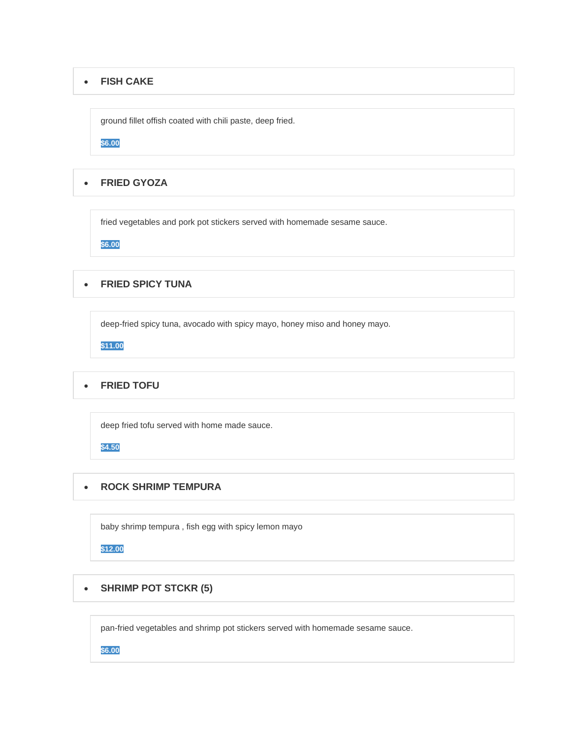- **FISH CAKE**

ground fillet offish coated with chili paste, deep fried.

$6.00

- **FRIED GYOZA**

fried vegetables and pork pot stickers served with homemade sesame sauce.

$6.00

- **FRIED SPICY TUNA**

deep-fried spicy tuna, avocado with spicy mayo, honey miso and honey mayo.

$11.00

- **FRIED TOFU**

deep fried tofu served with home made sauce.

$4.50

- **ROCK SHRIMP TEMPURA**

baby shrimp tempura , fish egg with spicy lemon mayo

$12.00

- **SHRIMP POT STCKR (5)**

pan-fried vegetables and shrimp pot stickers served with homemade sesame sauce.

$6.00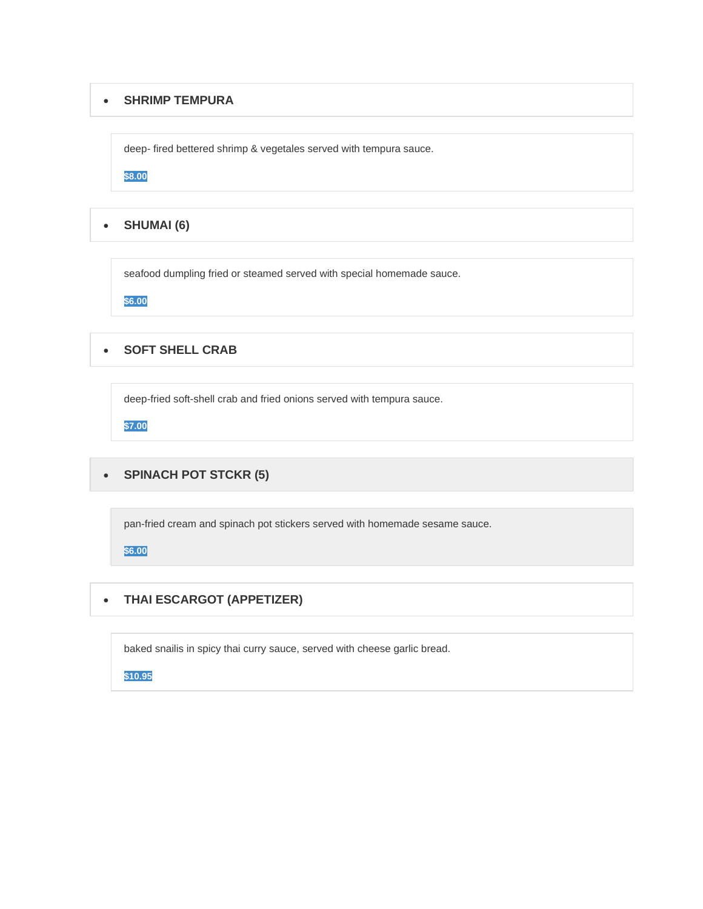- **SHRIMP TEMPURA**

deep- fired bettered shrimp & vegetales served with tempura sauce.

$8.00

- **SHUMAI (6)**

seafood dumpling fried or steamed served with special homemade sauce.

$6.00

- **SOFT SHELL CRAB**

deep-fried soft-shell crab and fried onions served with tempura sauce.

$7.00

- **SPINACH POT STCKR (5)**

pan-fried cream and spinach pot stickers served with homemade sesame sauce.

$6.00

- **THAI ESCARGOT (APPETIZER)**

baked snailis in spicy thai curry sauce, served with cheese garlic bread.

$10.95